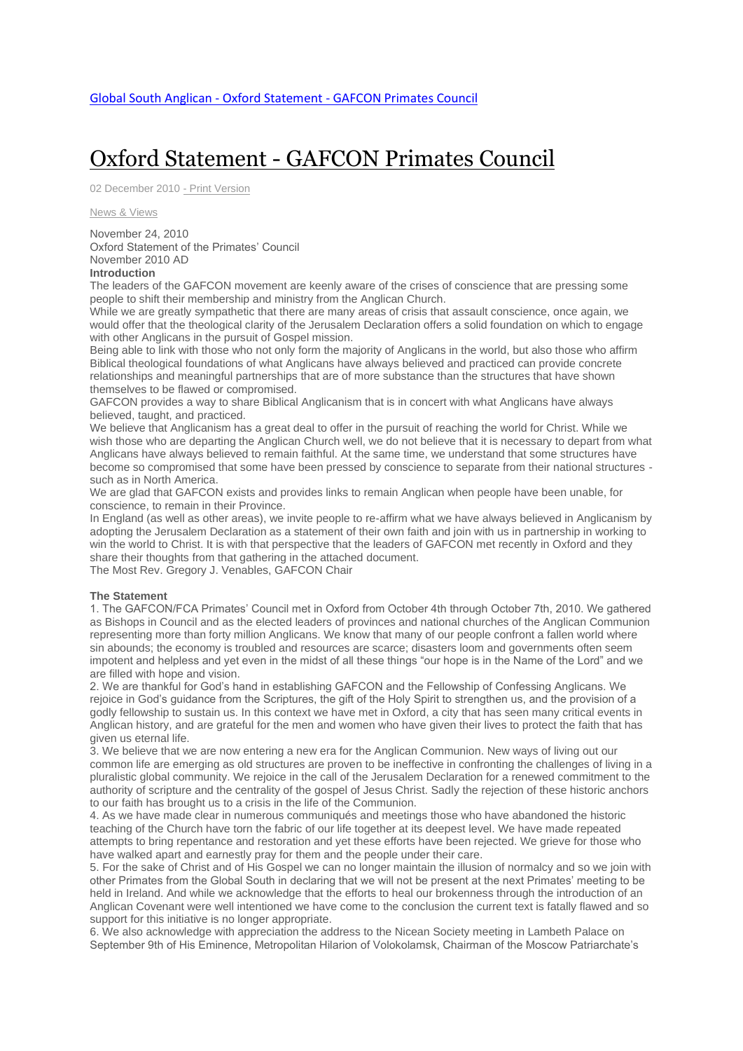Global South Anglican - Oxford Statement - GAFCON Primates Council

# Oxford Statement - GAFCON Primates Council

02 December 2010 - Print Version

News & Views

November 24, 2010
Oxford Statement of the Primates' Council
November 2010 AD

**Introduction**

The leaders of the GAFCON movement are keenly aware of the crises of conscience that are pressing some people to shift their membership and ministry from the Anglican Church.

While we are greatly sympathetic that there are many areas of crisis that assault conscience, once again, we would offer that the theological clarity of the Jerusalem Declaration offers a solid foundation on which to engage with other Anglicans in the pursuit of Gospel mission.

Being able to link with those who not only form the majority of Anglicans in the world, but also those who affirm Biblical theological foundations of what Anglicans have always believed and practiced can provide concrete relationships and meaningful partnerships that are of more substance than the structures that have shown themselves to be flawed or compromised.

GAFCON provides a way to share Biblical Anglicanism that is in concert with what Anglicans have always believed, taught, and practiced.

We believe that Anglicanism has a great deal to offer in the pursuit of reaching the world for Christ. While we wish those who are departing the Anglican Church well, we do not believe that it is necessary to depart from what Anglicans have always believed to remain faithful. At the same time, we understand that some structures have become so compromised that some have been pressed by conscience to separate from their national structures - such as in North America.

We are glad that GAFCON exists and provides links to remain Anglican when people have been unable, for conscience, to remain in their Province.

In England (as well as other areas), we invite people to re-affirm what we have always believed in Anglicanism by adopting the Jerusalem Declaration as a statement of their own faith and join with us in partnership in working to win the world to Christ. It is with that perspective that the leaders of GAFCON met recently in Oxford and they share their thoughts from that gathering in the attached document.

The Most Rev. Gregory J. Venables, GAFCON Chair

**The Statement**

1. The GAFCON/FCA Primates' Council met in Oxford from October 4th through October 7th, 2010. We gathered as Bishops in Council and as the elected leaders of provinces and national churches of the Anglican Communion representing more than forty million Anglicans. We know that many of our people confront a fallen world where sin abounds; the economy is troubled and resources are scarce; disasters loom and governments often seem impotent and helpless and yet even in the midst of all these things "our hope is in the Name of the Lord" and we are filled with hope and vision.
2. We are thankful for God's hand in establishing GAFCON and the Fellowship of Confessing Anglicans. We rejoice in God's guidance from the Scriptures, the gift of the Holy Spirit to strengthen us, and the provision of a godly fellowship to sustain us. In this context we have met in Oxford, a city that has seen many critical events in Anglican history, and are grateful for the men and women who have given their lives to protect the faith that has given us eternal life.
3. We believe that we are now entering a new era for the Anglican Communion. New ways of living out our common life are emerging as old structures are proven to be ineffective in confronting the challenges of living in a pluralistic global community. We rejoice in the call of the Jerusalem Declaration for a renewed commitment to the authority of scripture and the centrality of the gospel of Jesus Christ. Sadly the rejection of these historic anchors to our faith has brought us to a crisis in the life of the Communion.
4. As we have made clear in numerous communiqués and meetings those who have abandoned the historic teaching of the Church have torn the fabric of our life together at its deepest level. We have made repeated attempts to bring repentance and restoration and yet these efforts have been rejected. We grieve for those who have walked apart and earnestly pray for them and the people under their care.
5. For the sake of Christ and of His Gospel we can no longer maintain the illusion of normalcy and so we join with other Primates from the Global South in declaring that we will not be present at the next Primates' meeting to be held in Ireland. And while we acknowledge that the efforts to heal our brokenness through the introduction of an Anglican Covenant were well intentioned we have come to the conclusion the current text is fatally flawed and so support for this initiative is no longer appropriate.
6. We also acknowledge with appreciation the address to the Nicean Society meeting in Lambeth Palace on September 9th of His Eminence, Metropolitan Hilarion of Volokolamsk, Chairman of the Moscow Patriarchate's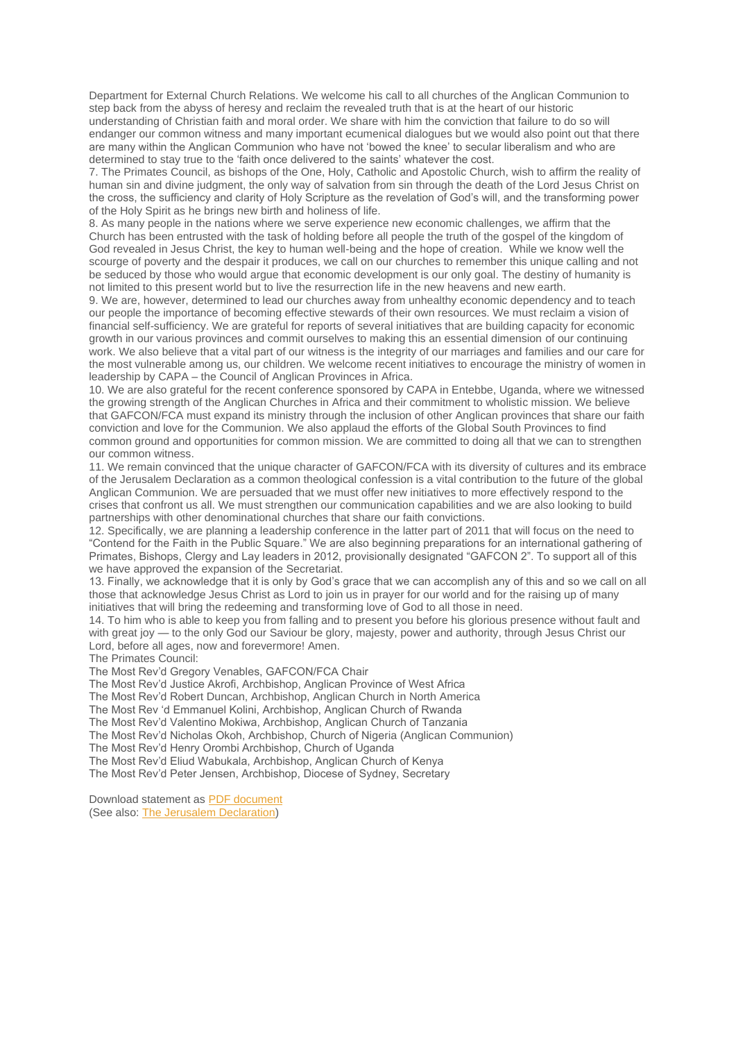Department for External Church Relations. We welcome his call to all churches of the Anglican Communion to step back from the abyss of heresy and reclaim the revealed truth that is at the heart of our historic understanding of Christian faith and moral order. We share with him the conviction that failure to do so will endanger our common witness and many important ecumenical dialogues but we would also point out that there are many within the Anglican Communion who have not 'bowed the knee' to secular liberalism and who are determined to stay true to the 'faith once delivered to the saints' whatever the cost.

7. The Primates Council, as bishops of the One, Holy, Catholic and Apostolic Church, wish to affirm the reality of human sin and divine judgment, the only way of salvation from sin through the death of the Lord Jesus Christ on the cross, the sufficiency and clarity of Holy Scripture as the revelation of God's will, and the transforming power of the Holy Spirit as he brings new birth and holiness of life.

8. As many people in the nations where we serve experience new economic challenges, we affirm that the Church has been entrusted with the task of holding before all people the truth of the gospel of the kingdom of God revealed in Jesus Christ, the key to human well-being and the hope of creation. While we know well the scourge of poverty and the despair it produces, we call on our churches to remember this unique calling and not be seduced by those who would argue that economic development is our only goal. The destiny of humanity is not limited to this present world but to live the resurrection life in the new heavens and new earth.

9. We are, however, determined to lead our churches away from unhealthy economic dependency and to teach our people the importance of becoming effective stewards of their own resources. We must reclaim a vision of financial self-sufficiency. We are grateful for reports of several initiatives that are building capacity for economic growth in our various provinces and commit ourselves to making this an essential dimension of our continuing work. We also believe that a vital part of our witness is the integrity of our marriages and families and our care for the most vulnerable among us, our children. We welcome recent initiatives to encourage the ministry of women in leadership by CAPA – the Council of Anglican Provinces in Africa.

10. We are also grateful for the recent conference sponsored by CAPA in Entebbe, Uganda, where we witnessed the growing strength of the Anglican Churches in Africa and their commitment to wholistic mission. We believe that GAFCON/FCA must expand its ministry through the inclusion of other Anglican provinces that share our faith conviction and love for the Communion. We also applaud the efforts of the Global South Provinces to find common ground and opportunities for common mission. We are committed to doing all that we can to strengthen our common witness.

11. We remain convinced that the unique character of GAFCON/FCA with its diversity of cultures and its embrace of the Jerusalem Declaration as a common theological confession is a vital contribution to the future of the global Anglican Communion. We are persuaded that we must offer new initiatives to more effectively respond to the crises that confront us all. We must strengthen our communication capabilities and we are also looking to build partnerships with other denominational churches that share our faith convictions.

12. Specifically, we are planning a leadership conference in the latter part of 2011 that will focus on the need to "Contend for the Faith in the Public Square." We are also beginning preparations for an international gathering of Primates, Bishops, Clergy and Lay leaders in 2012, provisionally designated "GAFCON 2". To support all of this we have approved the expansion of the Secretariat.

13. Finally, we acknowledge that it is only by God's grace that we can accomplish any of this and so we call on all those that acknowledge Jesus Christ as Lord to join us in prayer for our world and for the raising up of many initiatives that will bring the redeeming and transforming love of God to all those in need.

14. To him who is able to keep you from falling and to present you before his glorious presence without fault and with great joy — to the only God our Saviour be glory, majesty, power and authority, through Jesus Christ our Lord, before all ages, now and forevermore! Amen.

The Primates Council:
The Most Rev'd Gregory Venables, GAFCON/FCA Chair
The Most Rev'd Justice Akrofi, Archbishop, Anglican Province of West Africa
The Most Rev'd Robert Duncan, Archbishop, Anglican Church in North America
The Most Rev 'd Emmanuel Kolini, Archbishop, Anglican Church of Rwanda
The Most Rev'd Valentino Mokiwa, Archbishop, Anglican Church of Tanzania
The Most Rev'd Nicholas Okoh, Archbishop, Church of Nigeria (Anglican Communion)
The Most Rev'd Henry Orombi Archbishop, Church of Uganda
The Most Rev'd Eliud Wabukala, Archbishop, Anglican Church of Kenya
The Most Rev'd Peter Jensen, Archbishop, Diocese of Sydney, Secretary

Download statement as PDF document
(See also: The Jerusalem Declaration)